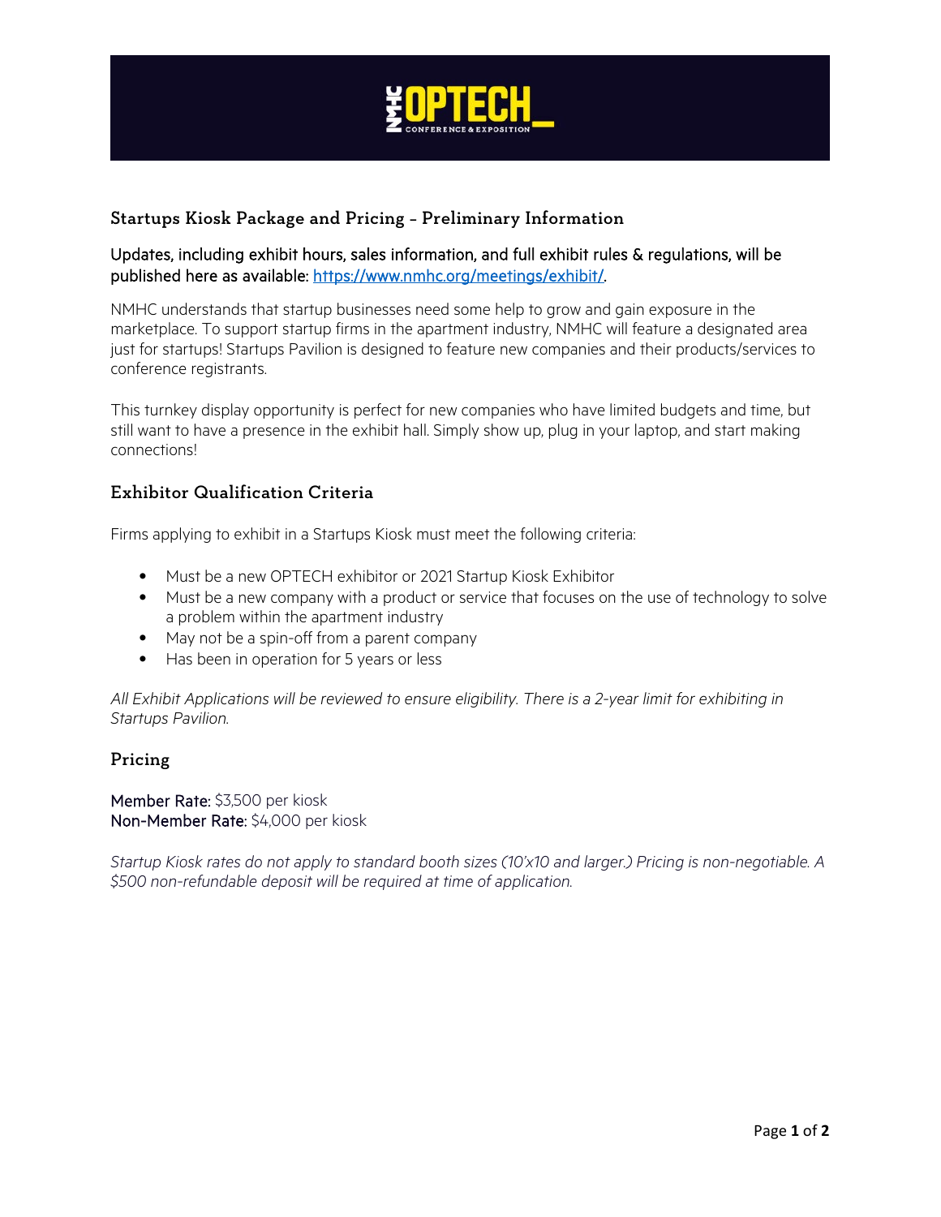## Startups Kiosk Package and Pricing – Preliminary Information

Updates, including exhibit hours, sales information, and full exhibit rules & regulations, will be published here as available: https://www.nmhc.org/meetings/exhibit/.

NMHC understands that startup businesses need some help to grow and gain exposure in the marketplace. To support startup firms in the apartment industry, NMHC will feature a designated area just for startups! Startups Pavilion is designed to feature new companies and their products/services to conference registrants.

This turnkey display opportunity is perfect for new companies who have limited budgets and time, but still want to have a presence in the exhibit hall. Simply show up, plug in your laptop, and start making connections!

## Exhibitor Qualification Criteria

Firms applying to exhibit in a Startups Kiosk must meet the following criteria:

- Must be a new OPTECH exhibitor or 2021 Startup Kiosk Exhibitor
- Must be a new company with a product or service that focuses on the use of technology to solve a problem within the apartment industry
- May not be a spin-off from a parent company
- Has been in operation for 5 years or less

*All Exhibit Applications will be reviewed to ensure eligibility. There is a 2-year limit for exhibiting in Startups Pavilion.*

## Pricing

**Member Rate:** $3,500 per kiosk
**Non-Member Rate:** $4,000 per kiosk

*Startup Kiosk rates do not apply to standard booth sizes (10'x10 and larger.) Pricing is non-negotiable. A $500 non-refundable deposit will be required at time of application.*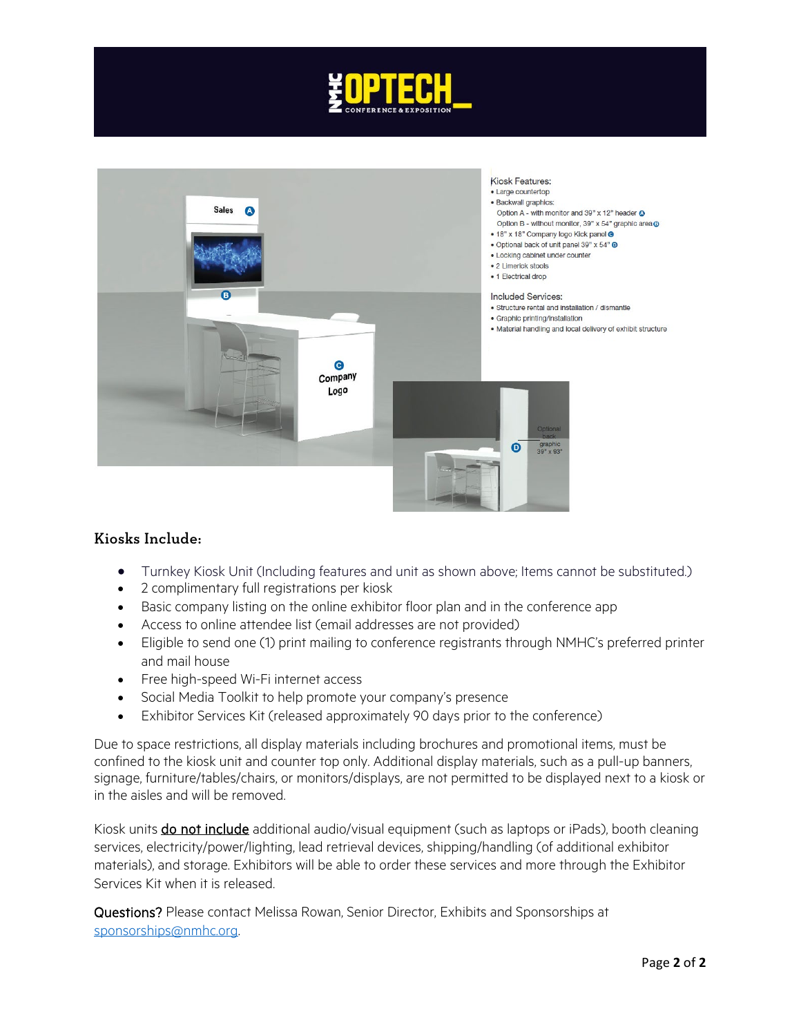Kiosk Features:

- Large countertop
- Backwall graphics:
  - Option A - with monitor and 39" x 12" header A
  - Option B - without monitor, 39" x 54" graphic area B
- 18" x 18" Company logo Kick panel C
- Optional back of unit panel 39" x 54" D
- Locking cabinet under counter
- 2 Limerick stools
- 1 Electrical drop

Included Services:

- Structure rental and installation / dismantle
- Graphic printing/installation
- Material handling and local delivery of exhibit structure

## Kiosks Include:

- Turnkey Kiosk Unit (Including features and unit as shown above; Items cannot be substituted.)
- 2 complimentary full registrations per kiosk
- Basic company listing on the online exhibitor floor plan and in the conference app
- Access to online attendee list (email addresses are not provided)
- Eligible to send one (1) print mailing to conference registrants through NMHC's preferred printer and mail house
- Free high-speed Wi-Fi internet access
- Social Media Toolkit to help promote your company's presence
- Exhibitor Services Kit (released approximately 90 days prior to the conference)

Due to space restrictions, all display materials including brochures and promotional items, must be confined to the kiosk unit and counter top only. Additional display materials, such as a pull-up banners, signage, furniture/tables/chairs, or monitors/displays, are not permitted to be displayed next to a kiosk or in the aisles and will be removed.

Kiosk units **do not include** additional audio/visual equipment (such as laptops or iPads), booth cleaning services, electricity/power/lighting, lead retrieval devices, shipping/handling (of additional exhibitor materials), and storage. Exhibitors will be able to order these services and more through the Exhibitor Services Kit when it is released.

**Questions?** Please contact Melissa Rowan, Senior Director, Exhibits and Sponsorships at sponsorships@nmhc.org.